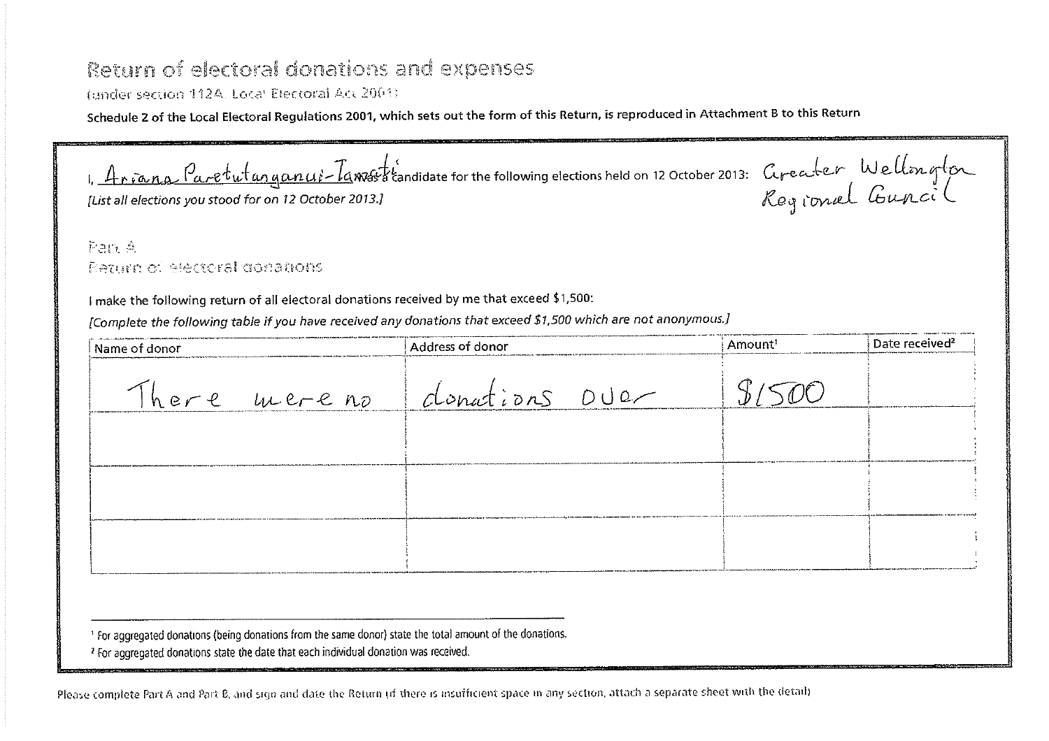# Return of electoral donations and expenses

(under section 112A Local Electoral Act 2001)

**Schedule 2 of the Local Electoral Regulations 2001, which sets out the form of this Return, is reproduced in Attachment B to this Return**

I, Ariana Paretutanganui-Tamati was a candidate for the following elections held on 12 October 2013: Greater Wellington Regional Council

*[List all elections you stood for on 12 October 2013.]*

## Part A

## Return of electoral donations

I make the following return of all electoral donations received by me that exceed $1,500:

*[Complete the following table if you have received any donations that exceed $1,500 which are not anonymous.]*

| Name of donor | Address of donor | Amount[1] | Date received[2] |
|---|---|---|---|
| There were no | donations over | $1500 | |
| | | | |
| | | | |
| | | | |

[1] For aggregated donations (being donations from the same donor) state the total amount of the donations.

[2] For aggregated donations state the date that each individual donation was received.

Please complete Part A and Part B, and sign and date the Return (if there is insufficient space in any section, attach a separate sheet with the detail)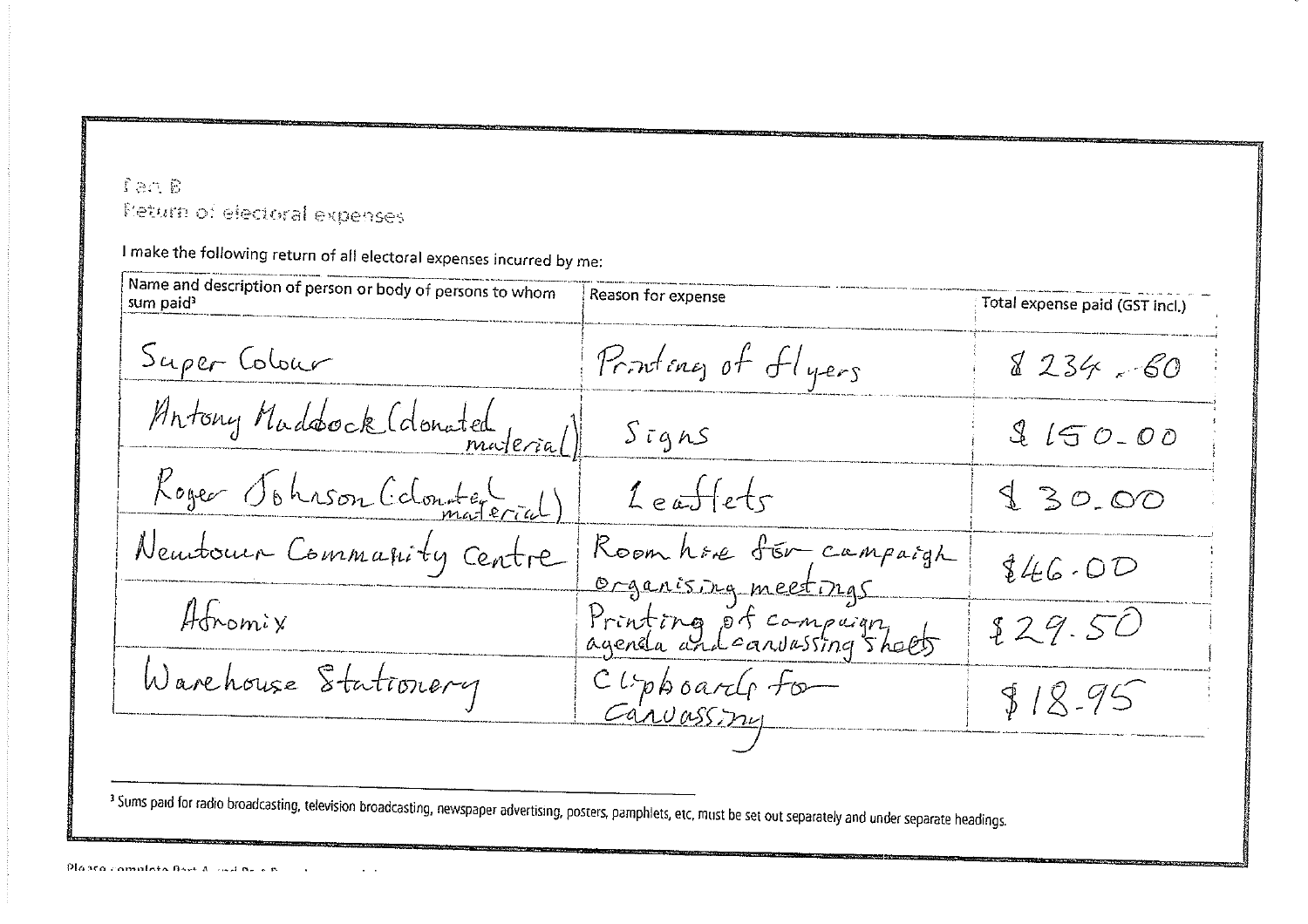Part B

Return of electoral expenses

I make the following return of all electoral expenses incurred by me:

| Name and description of person or body of persons to whom sum paid[3] | Reason for expense | Total expense paid (GST incl.) |
|---|---|---|
| Super Colour | Printing of flyers | $234.60 |
| Antony Maddock (donated material) | Signs | $150.00 |
| Roger Johnson (donated material) | Leaflets | $30.00 |
| Newtown Community Centre | Room hire for campaign organising meetings | $46.00 |
| Afromix | Printing of campaign agenda and canvassing sheets | $29.50 |
| Warehouse Stationery | Clipboards for canvassing | $18.95 |

[3] Sums paid for radio broadcasting, television broadcasting, newspaper advertising, posters, pamphlets, etc, must be set out separately and under separate headings.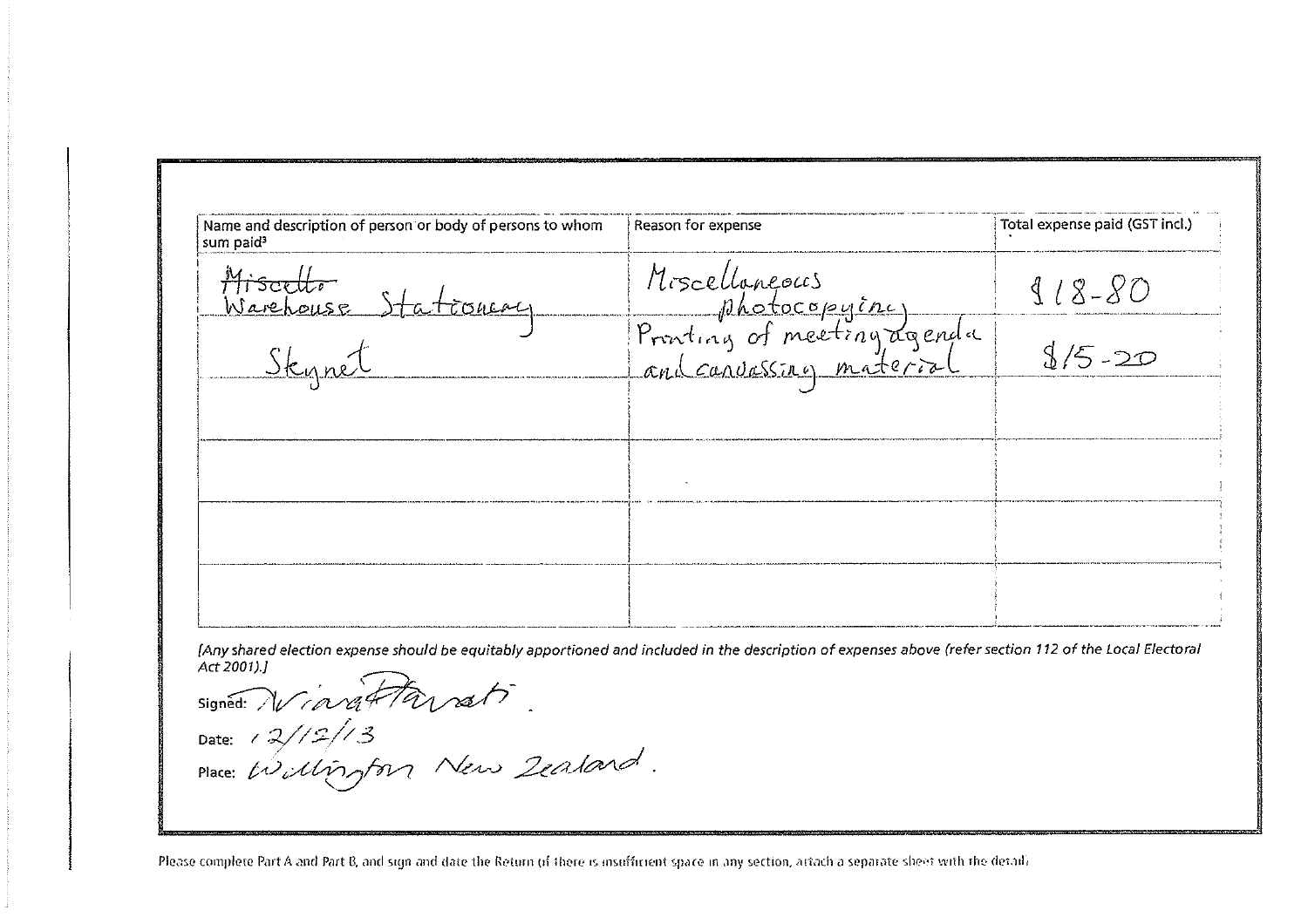| Name and description of person or body of persons to whom sum paid[3] | Reason for expense | Total expense paid (GST incl.) |
|---|---|---|
| ~~Miscello~~ Warehouse Stationery | Miscellaneous photocopying | $18-80 |
| Skynet | Printing of meeting agenda and canvassing material | $15-20 |
| | | |
| | | |
| | | |
| | | |

*[Any shared election expense should be equitably apportioned and included in the description of expenses above (refer section 112 of the Local Electoral Act 2001).]*

Signed: Viara Parati.

Date: 12/12/13

Place: Wellington New Zealand.

Please complete Part A and Part B, and sign and date the Return (if there is insufficient space in any section, attach a separate sheet with the details